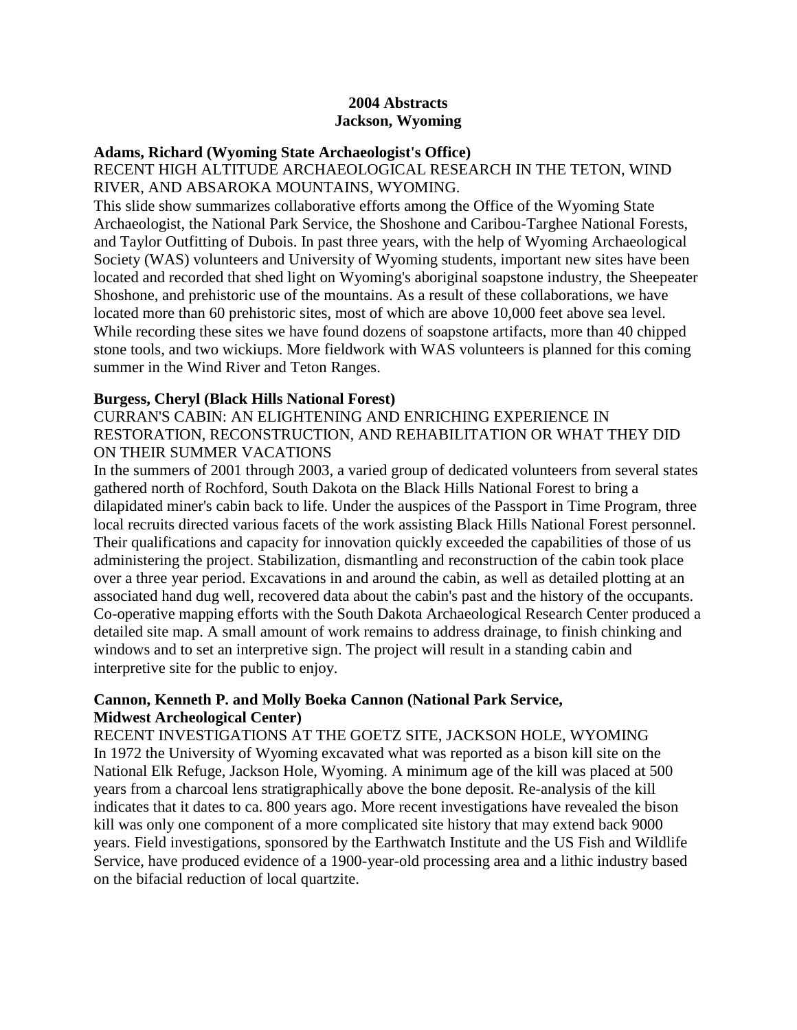**2004 Abstracts**
**Jackson, Wyoming**

**Adams, Richard (Wyoming State Archaeologist's Office)**
RECENT HIGH ALTITUDE ARCHAEOLOGICAL RESEARCH IN THE TETON, WIND RIVER, AND ABSAROKA MOUNTAINS, WYOMING.
This slide show summarizes collaborative efforts among the Office of the Wyoming State Archaeologist, the National Park Service, the Shoshone and Caribou-Targhee National Forests, and Taylor Outfitting of Dubois. In past three years, with the help of Wyoming Archaeological Society (WAS) volunteers and University of Wyoming students, important new sites have been located and recorded that shed light on Wyoming's aboriginal soapstone industry, the Sheepeater Shoshone, and prehistoric use of the mountains. As a result of these collaborations, we have located more than 60 prehistoric sites, most of which are above 10,000 feet above sea level. While recording these sites we have found dozens of soapstone artifacts, more than 40 chipped stone tools, and two wickiups. More fieldwork with WAS volunteers is planned for this coming summer in the Wind River and Teton Ranges.

**Burgess, Cheryl (Black Hills National Forest)**
CURRAN'S CABIN: AN ELIGHTENING AND ENRICHING EXPERIENCE IN RESTORATION, RECONSTRUCTION, AND REHABILITATION OR WHAT THEY DID ON THEIR SUMMER VACATIONS
In the summers of 2001 through 2003, a varied group of dedicated volunteers from several states gathered north of Rochford, South Dakota on the Black Hills National Forest to bring a dilapidated miner's cabin back to life. Under the auspices of the Passport in Time Program, three local recruits directed various facets of the work assisting Black Hills National Forest personnel. Their qualifications and capacity for innovation quickly exceeded the capabilities of those of us administering the project. Stabilization, dismantling and reconstruction of the cabin took place over a three year period. Excavations in and around the cabin, as well as detailed plotting at an associated hand dug well, recovered data about the cabin's past and the history of the occupants. Co-operative mapping efforts with the South Dakota Archaeological Research Center produced a detailed site map. A small amount of work remains to address drainage, to finish chinking and windows and to set an interpretive sign. The project will result in a standing cabin and interpretive site for the public to enjoy.

**Cannon, Kenneth P. and Molly Boeka Cannon (National Park Service, Midwest Archeological Center)**
RECENT INVESTIGATIONS AT THE GOETZ SITE, JACKSON HOLE, WYOMING
In 1972 the University of Wyoming excavated what was reported as a bison kill site on the National Elk Refuge, Jackson Hole, Wyoming. A minimum age of the kill was placed at 500 years from a charcoal lens stratigraphically above the bone deposit. Re-analysis of the kill indicates that it dates to ca. 800 years ago. More recent investigations have revealed the bison kill was only one component of a more complicated site history that may extend back 9000 years. Field investigations, sponsored by the Earthwatch Institute and the US Fish and Wildlife Service, have produced evidence of a 1900-year-old processing area and a lithic industry based on the bifacial reduction of local quartzite.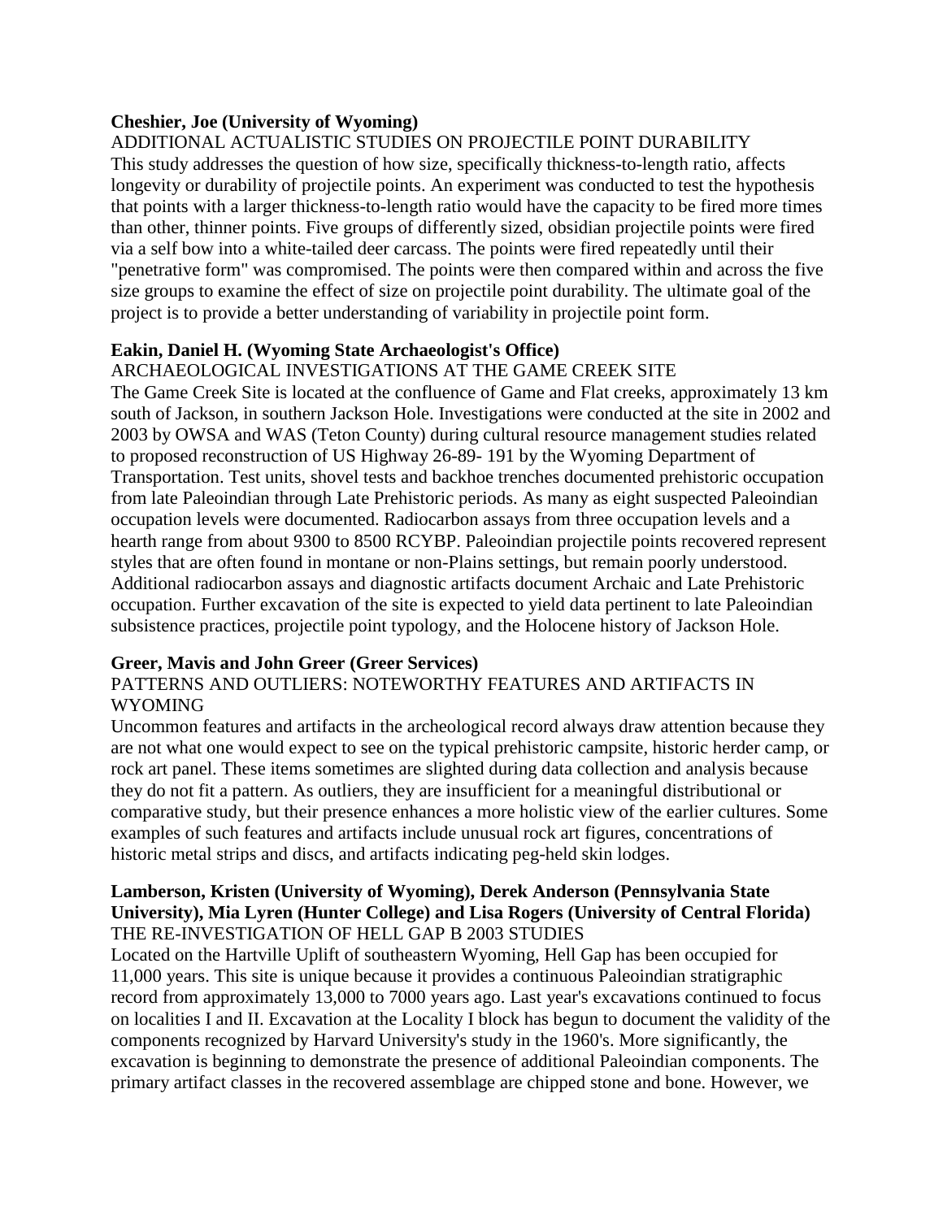**Cheshier, Joe (University of Wyoming)**

ADDITIONAL ACTUALISTIC STUDIES ON PROJECTILE POINT DURABILITY

This study addresses the question of how size, specifically thickness-to-length ratio, affects longevity or durability of projectile points. An experiment was conducted to test the hypothesis that points with a larger thickness-to-length ratio would have the capacity to be fired more times than other, thinner points. Five groups of differently sized, obsidian projectile points were fired via a self bow into a white-tailed deer carcass. The points were fired repeatedly until their "penetrative form" was compromised. The points were then compared within and across the five size groups to examine the effect of size on projectile point durability. The ultimate goal of the project is to provide a better understanding of variability in projectile point form.

**Eakin, Daniel H. (Wyoming State Archaeologist's Office)**

ARCHAEOLOGICAL INVESTIGATIONS AT THE GAME CREEK SITE

The Game Creek Site is located at the confluence of Game and Flat creeks, approximately 13 km south of Jackson, in southern Jackson Hole. Investigations were conducted at the site in 2002 and 2003 by OWSA and WAS (Teton County) during cultural resource management studies related to proposed reconstruction of US Highway 26-89- 191 by the Wyoming Department of Transportation. Test units, shovel tests and backhoe trenches documented prehistoric occupation from late Paleoindian through Late Prehistoric periods. As many as eight suspected Paleoindian occupation levels were documented. Radiocarbon assays from three occupation levels and a hearth range from about 9300 to 8500 RCYBP. Paleoindian projectile points recovered represent styles that are often found in montane or non-Plains settings, but remain poorly understood. Additional radiocarbon assays and diagnostic artifacts document Archaic and Late Prehistoric occupation. Further excavation of the site is expected to yield data pertinent to late Paleoindian subsistence practices, projectile point typology, and the Holocene history of Jackson Hole.

**Greer, Mavis and John Greer (Greer Services)**

PATTERNS AND OUTLIERS: NOTEWORTHY FEATURES AND ARTIFACTS IN WYOMING

Uncommon features and artifacts in the archeological record always draw attention because they are not what one would expect to see on the typical prehistoric campsite, historic herder camp, or rock art panel. These items sometimes are slighted during data collection and analysis because they do not fit a pattern. As outliers, they are insufficient for a meaningful distributional or comparative study, but their presence enhances a more holistic view of the earlier cultures. Some examples of such features and artifacts include unusual rock art figures, concentrations of historic metal strips and discs, and artifacts indicating peg-held skin lodges.

**Lamberson, Kristen (University of Wyoming), Derek Anderson (Pennsylvania State University), Mia Lyren (Hunter College) and Lisa Rogers (University of Central Florida)**

THE RE-INVESTIGATION OF HELL GAP B 2003 STUDIES

Located on the Hartville Uplift of southeastern Wyoming, Hell Gap has been occupied for 11,000 years. This site is unique because it provides a continuous Paleoindian stratigraphic record from approximately 13,000 to 7000 years ago. Last year's excavations continued to focus on localities I and II. Excavation at the Locality I block has begun to document the validity of the components recognized by Harvard University's study in the 1960's. More significantly, the excavation is beginning to demonstrate the presence of additional Paleoindian components. The primary artifact classes in the recovered assemblage are chipped stone and bone. However, we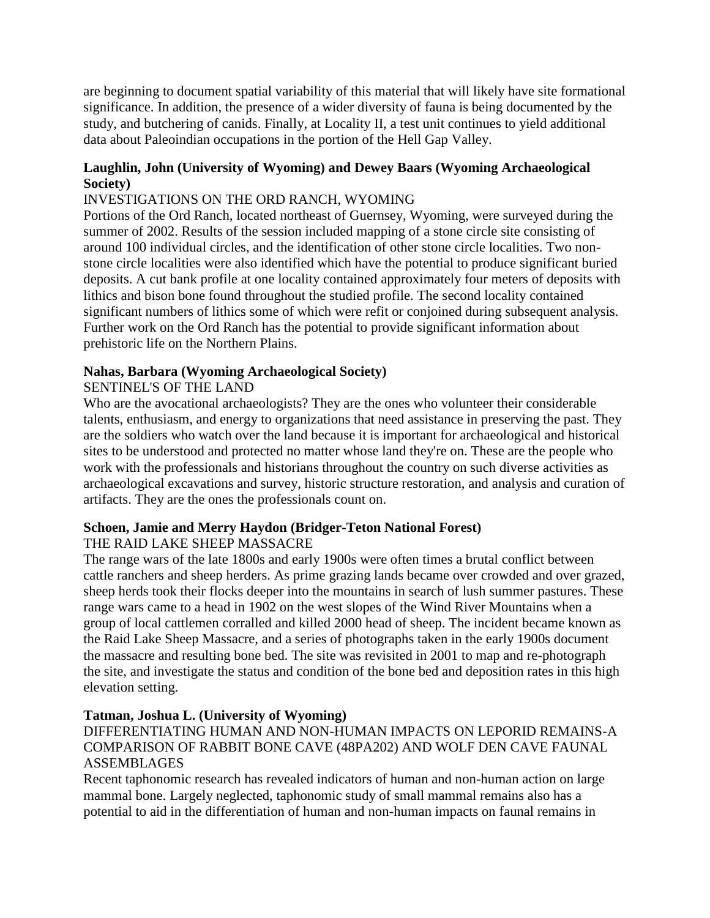are beginning to document spatial variability of this material that will likely have site formational significance. In addition, the presence of a wider diversity of fauna is being documented by the study, and butchering of canids. Finally, at Locality II, a test unit continues to yield additional data about Paleoindian occupations in the portion of the Hell Gap Valley.

**Laughlin, John (University of Wyoming) and Dewey Baars (Wyoming Archaeological Society)**

INVESTIGATIONS ON THE ORD RANCH, WYOMING

Portions of the Ord Ranch, located northeast of Guernsey, Wyoming, were surveyed during the summer of 2002. Results of the session included mapping of a stone circle site consisting of around 100 individual circles, and the identification of other stone circle localities. Two non-stone circle localities were also identified which have the potential to produce significant buried deposits. A cut bank profile at one locality contained approximately four meters of deposits with lithics and bison bone found throughout the studied profile. The second locality contained significant numbers of lithics some of which were refit or conjoined during subsequent analysis. Further work on the Ord Ranch has the potential to provide significant information about prehistoric life on the Northern Plains.

**Nahas, Barbara (Wyoming Archaeological Society)**

SENTINEL'S OF THE LAND

Who are the avocational archaeologists? They are the ones who volunteer their considerable talents, enthusiasm, and energy to organizations that need assistance in preserving the past. They are the soldiers who watch over the land because it is important for archaeological and historical sites to be understood and protected no matter whose land they're on. These are the people who work with the professionals and historians throughout the country on such diverse activities as archaeological excavations and survey, historic structure restoration, and analysis and curation of artifacts. They are the ones the professionals count on.

**Schoen, Jamie and Merry Haydon (Bridger-Teton National Forest)**

THE RAID LAKE SHEEP MASSACRE

The range wars of the late 1800s and early 1900s were often times a brutal conflict between cattle ranchers and sheep herders. As prime grazing lands became over crowded and over grazed, sheep herds took their flocks deeper into the mountains in search of lush summer pastures. These range wars came to a head in 1902 on the west slopes of the Wind River Mountains when a group of local cattlemen corralled and killed 2000 head of sheep. The incident became known as the Raid Lake Sheep Massacre, and a series of photographs taken in the early 1900s document the massacre and resulting bone bed. The site was revisited in 2001 to map and re-photograph the site, and investigate the status and condition of the bone bed and deposition rates in this high elevation setting.

**Tatman, Joshua L. (University of Wyoming)**

DIFFERENTIATING HUMAN AND NON-HUMAN IMPACTS ON LEPORID REMAINS-A COMPARISON OF RABBIT BONE CAVE (48PA202) AND WOLF DEN CAVE FAUNAL ASSEMBLAGES

Recent taphonomic research has revealed indicators of human and non-human action on large mammal bone. Largely neglected, taphonomic study of small mammal remains also has a potential to aid in the differentiation of human and non-human impacts on faunal remains in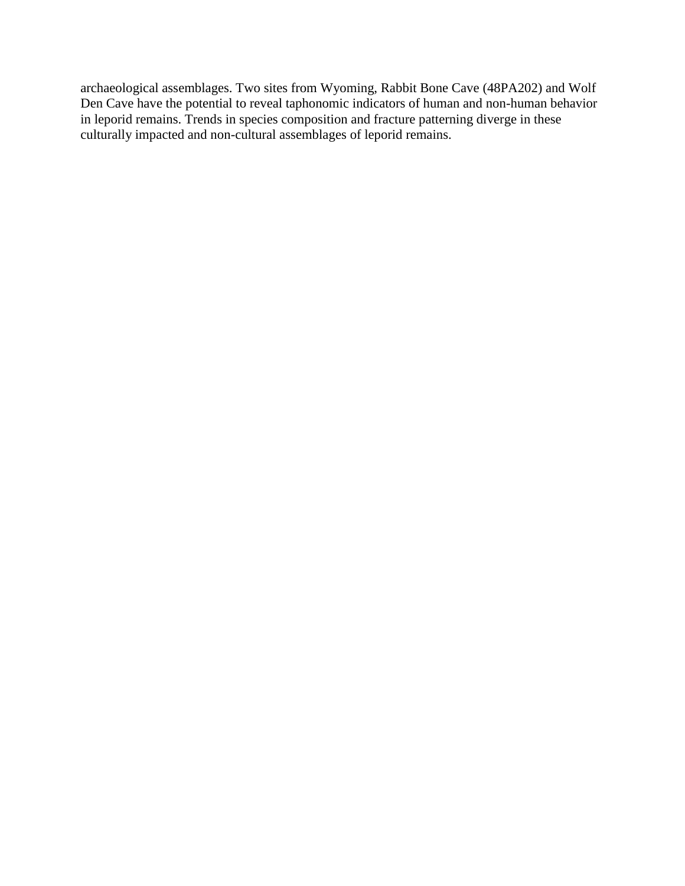archaeological assemblages. Two sites from Wyoming, Rabbit Bone Cave (48PA202) and Wolf Den Cave have the potential to reveal taphonomic indicators of human and non-human behavior in leporid remains. Trends in species composition and fracture patterning diverge in these culturally impacted and non-cultural assemblages of leporid remains.